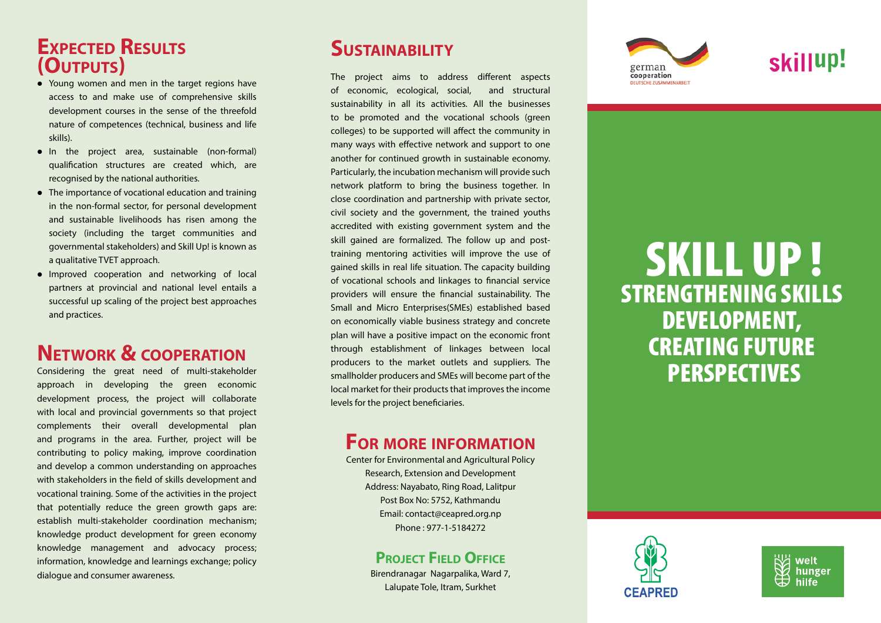## Expected Results (Outputs)

- Young women and men in the target regions have access to and make use of comprehensive skills development courses in the sense of the threefold nature of competences (technical, business and life skills).
- In the project area, sustainable (non-formal) qualification structures are created which, are recognised by the national authorities.
- The importance of vocational education and training in the non-formal sector, for personal development and sustainable livelihoods has risen among the society (including the target communities and governmental stakeholders) and Skill Up! is known as a qualitative TVET approach.
- Improved cooperation and networking of local partners at provincial and national level entails a successful up scaling of the project best approaches and practices.

## Network & cooperation

Considering the great need of multi-stakeholder approach in developing the green economic development process, the project will collaborate with local and provincial governments so that project complements their overall developmental plan and programs in the area. Further, project will be contributing to policy making, improve coordination and develop a common understanding on approaches with stakeholders in the field of skills development and vocational training. Some of the activities in the project that potentially reduce the green growth gaps are: establish multi-stakeholder coordination mechanism; knowledge product development for green economy knowledge management and advocacy process; information, knowledge and learnings exchange; policy dialogue and consumer awareness.

## Sustainability

The project aims to address different aspects of economic, ecological, social, and structural sustainability in all its activities. All the businesses to be promoted and the vocational schools (green colleges) to be supported will affect the community in many ways with effective network and support to one another for continued growth in sustainable economy. Particularly, the incubation mechanism will provide such network platform to bring the business together. In close coordination and partnership with private sector, civil society and the government, the trained youths accredited with existing government system and the skill gained are formalized. The follow up and post-training mentoring activities will improve the use of gained skills in real life situation. The capacity building of vocational schools and linkages to financial service providers will ensure the financial sustainability. The Small and Micro Enterprises(SMEs) established based on economically viable business strategy and concrete plan will have a positive impact on the economic front through establishment of linkages between local producers to the market outlets and suppliers. The smallholder producers and SMEs will become part of the local market for their products that improves the income levels for the project beneficiaries.

## For more information

Center for Environmental and Agricultural Policy Research, Extension and Development
Address: Nayabato, Ring Road, Lalitpur
Post Box No: 5752, Kathmandu
Email: contact@ceapred.org.np
Phone : 977-1-5184272

### Project Field Office

Birendranagar Nagarpalika, Ward 7,
Lalupate Tole, Itram, Surkhet

german cooperation
DEUTSCHE ZUSAMMENARBEIT

skill up!

# SKILL UP !

## STRENGTHENING SKILLS DEVELOPMENT, CREATING FUTURE PERSPECTIVES

CEAPRED

welt hunger hilfe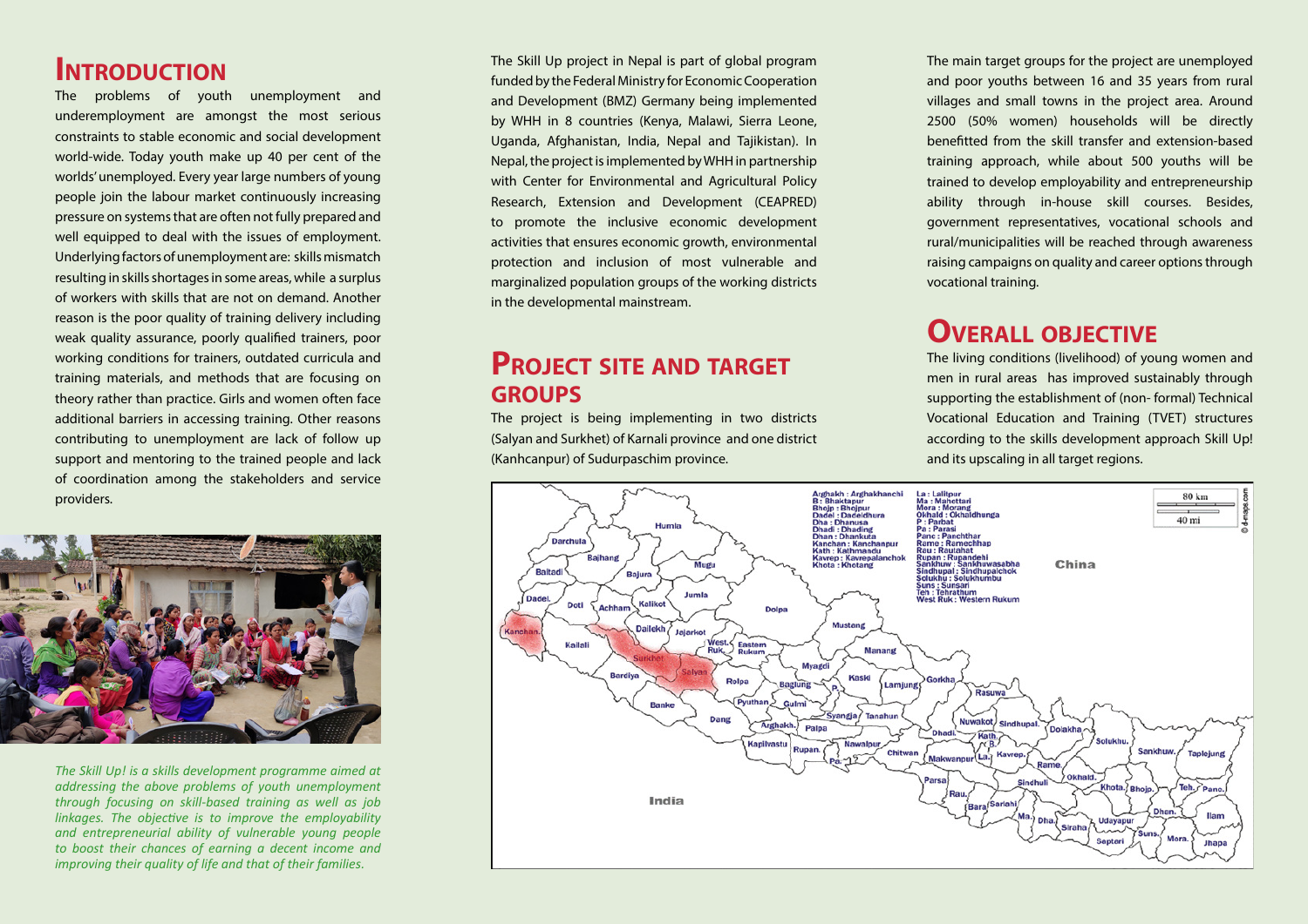## Introduction

The problems of youth unemployment and underemployment are amongst the most serious constraints to stable economic and social development world-wide. Today youth make up 40 per cent of the worlds' unemployed. Every year large numbers of young people join the labour market continuously increasing pressure on systems that are often not fully prepared and well equipped to deal with the issues of employment. Underlying factors of unemployment are: skills mismatch resulting in skills shortages in some areas, while a surplus of workers with skills that are not on demand. Another reason is the poor quality of training delivery including weak quality assurance, poorly qualified trainers, poor working conditions for trainers, outdated curricula and training materials, and methods that are focusing on theory rather than practice. Girls and women often face additional barriers in accessing training. Other reasons contributing to unemployment are lack of follow up support and mentoring to the trained people and lack of coordination among the stakeholders and service providers.

*The Skill Up! is a skills development programme aimed at addressing the above problems of youth unemployment through focusing on skill-based training as well as job linkages. The objective is to improve the employability and entrepreneurial ability of vulnerable young people to boost their chances of earning a decent income and improving their quality of life and that of their families.*

The Skill Up project in Nepal is part of global program funded by the Federal Ministry for Economic Cooperation and Development (BMZ) Germany being implemented by WHH in 8 countries (Kenya, Malawi, Sierra Leone, Uganda, Afghanistan, India, Nepal and Tajikistan). In Nepal, the project is implemented by WHH in partnership with Center for Environmental and Agricultural Policy Research, Extension and Development (CEAPRED) to promote the inclusive economic development activities that ensures economic growth, environmental protection and inclusion of most vulnerable and marginalized population groups of the working districts in the developmental mainstream.

## Project site and target groups

The project is being implementing in two districts (Salyan and Surkhet) of Karnali province and one district (Kanhcanpur) of Sudurpaschim province.

The main target groups for the project are unemployed and poor youths between 16 and 35 years from rural villages and small towns in the project area. Around 2500 (50% women) households will be directly benefitted from the skill transfer and extension-based training approach, while about 500 youths will be trained to develop employability and entrepreneurship ability through in-house skill courses. Besides, government representatives, vocational schools and rural/municipalities will be reached through awareness raising campaigns on quality and career options through vocational training.

## Overall objective

The living conditions (livelihood) of young women and men in rural areas has improved sustainably through supporting the establishment of (non- formal) Technical Vocational Education and Training (TVET) structures according to the skills development approach Skill Up! and its upscaling in all target regions.